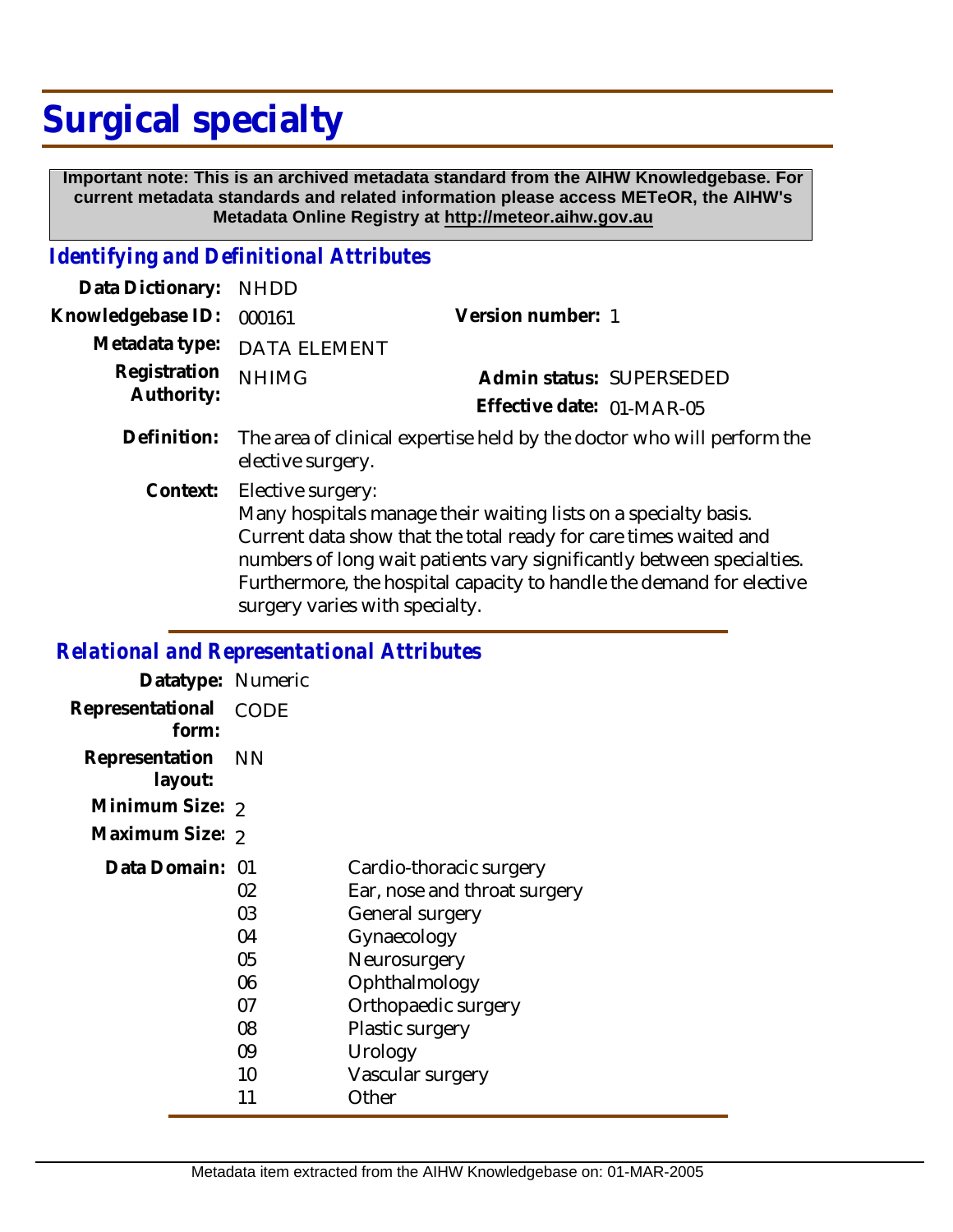# Surgical specialty

**Important note: This is an archived metadata standard from the AIHW Knowledgebase. For current metadata standards and related information please access METeOR, the AIHW's Metadata Online Registry at http://meteor.aihw.gov.au**

## *Identifying and Definitional Attributes*

**Data Dictionary:** NHDD

**Knowledgebase ID:** 000161 **Version number:** 1

**Metadata type:** DATA ELEMENT

**Registration Authority:** NHIMG **Admin status:** SUPERSEDED

**Effective date:** 01-MAR-05

**Definition:** The area of clinical expertise held by the doctor who will perform the elective surgery.

**Context:** Elective surgery:
Many hospitals manage their waiting lists on a specialty basis. Current data show that the total ready for care times waited and numbers of long wait patients vary significantly between specialties. Furthermore, the hospital capacity to handle the demand for elective surgery varies with specialty.

## *Relational and Representational Attributes*

**Datatype:** Numeric

**Representational form:** CODE

**Representation layout:** NN

**Minimum Size:** 2

**Maximum Size:** 2

**Data Domain:**

| Code | Description |
|---|---|
| 01 | Cardio-thoracic surgery |
| 02 | Ear, nose and throat surgery |
| 03 | General surgery |
| 04 | Gynaecology |
| 05 | Neurosurgery |
| 06 | Ophthalmology |
| 07 | Orthopaedic surgery |
| 08 | Plastic surgery |
| 09 | Urology |
| 10 | Vascular surgery |
| 11 | Other |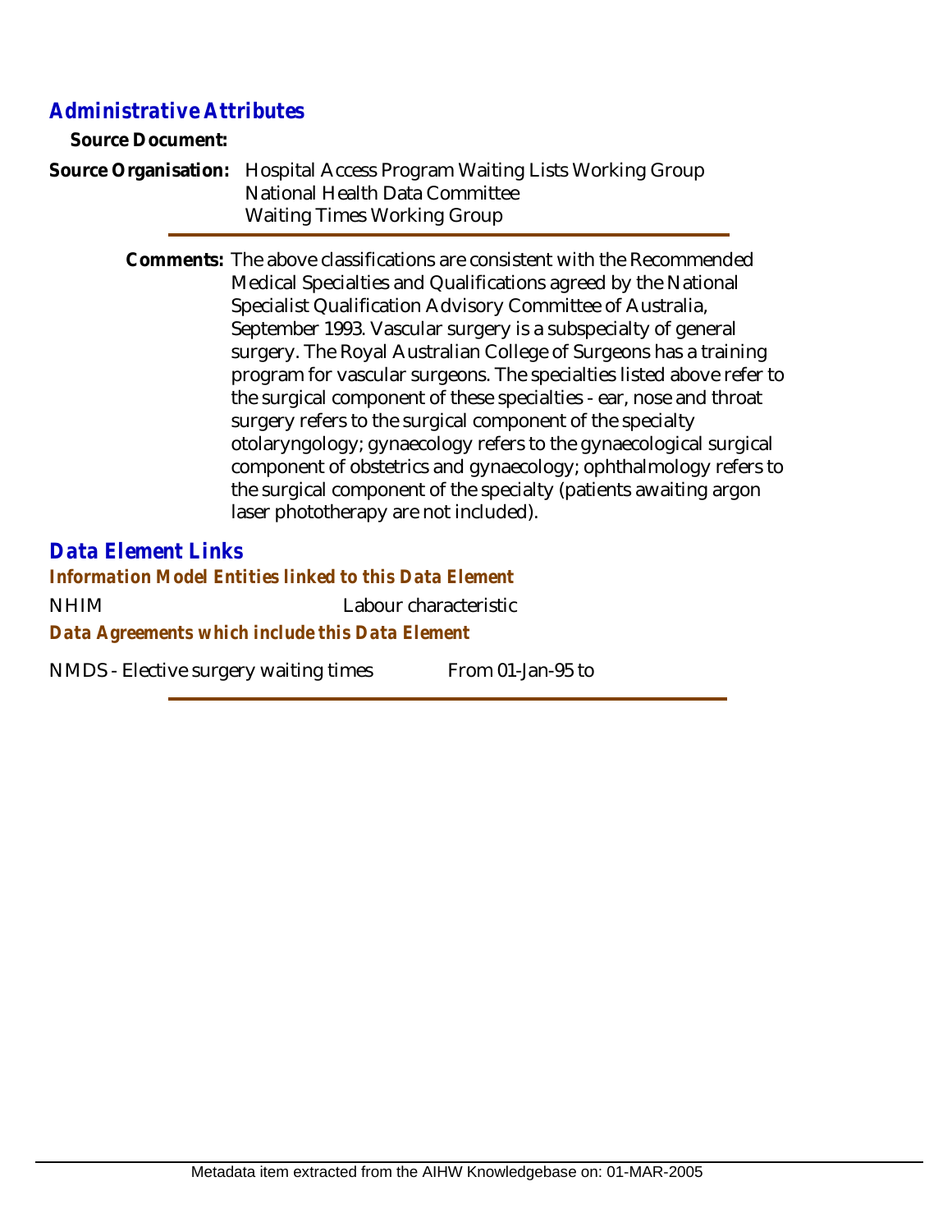## Administrative Attributes

**Source Document:**

**Source Organisation:** Hospital Access Program Waiting Lists Working Group
National Health Data Committee
Waiting Times Working Group

---

**Comments:** The above classifications are consistent with the Recommended Medical Specialties and Qualifications agreed by the National Specialist Qualification Advisory Committee of Australia, September 1993. Vascular surgery is a subspecialty of general surgery. The Royal Australian College of Surgeons has a training program for vascular surgeons. The specialties listed above refer to the surgical component of these specialties - ear, nose and throat surgery refers to the surgical component of the specialty otolaryngology; gynaecology refers to the gynaecological surgical component of obstetrics and gynaecology; ophthalmology refers to the surgical component of the specialty (patients awaiting argon laser phototherapy are not included).

## Data Element Links

### Information Model Entities linked to this Data Element

NHIM — Labour characteristic

### Data Agreements which include this Data Element

NMDS - Elective surgery waiting times — From 01-Jan-95 to

---

Metadata item extracted from the AIHW Knowledgebase on: 01-MAR-2005